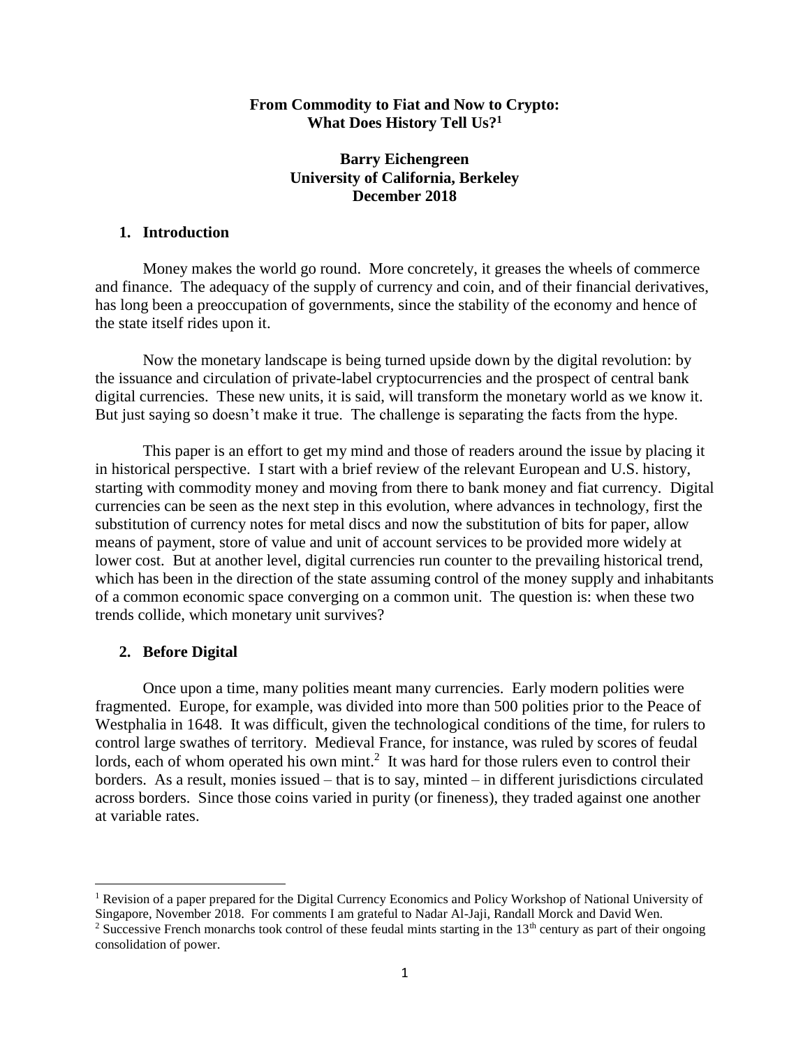# From Commodity to Fiat and Now to Crypto: What Does History Tell Us?[1]

**Barry Eichengreen**
**University of California, Berkeley**
**December 2018**

## 1. Introduction

Money makes the world go round. More concretely, it greases the wheels of commerce and finance. The adequacy of the supply of currency and coin, and of their financial derivatives, has long been a preoccupation of governments, since the stability of the economy and hence of the state itself rides upon it.

Now the monetary landscape is being turned upside down by the digital revolution: by the issuance and circulation of private-label cryptocurrencies and the prospect of central bank digital currencies. These new units, it is said, will transform the monetary world as we know it. But just saying so doesn't make it true. The challenge is separating the facts from the hype.

This paper is an effort to get my mind and those of readers around the issue by placing it in historical perspective. I start with a brief review of the relevant European and U.S. history, starting with commodity money and moving from there to bank money and fiat currency. Digital currencies can be seen as the next step in this evolution, where advances in technology, first the substitution of currency notes for metal discs and now the substitution of bits for paper, allow means of payment, store of value and unit of account services to be provided more widely at lower cost. But at another level, digital currencies run counter to the prevailing historical trend, which has been in the direction of the state assuming control of the money supply and inhabitants of a common economic space converging on a common unit. The question is: when these two trends collide, which monetary unit survives?

## 2. Before Digital

Once upon a time, many polities meant many currencies. Early modern polities were fragmented. Europe, for example, was divided into more than 500 polities prior to the Peace of Westphalia in 1648. It was difficult, given the technological conditions of the time, for rulers to control large swathes of territory. Medieval France, for instance, was ruled by scores of feudal lords, each of whom operated his own mint.[2] It was hard for those rulers even to control their borders. As a result, monies issued – that is to say, minted – in different jurisdictions circulated across borders. Since those coins varied in purity (or fineness), they traded against one another at variable rates.

---

[1] Revision of a paper prepared for the Digital Currency Economics and Policy Workshop of National University of Singapore, November 2018. For comments I am grateful to Nadar Al-Jaji, Randall Morck and David Wen.

[2] Successive French monarchs took control of these feudal mints starting in the 13th century as part of their ongoing consolidation of power.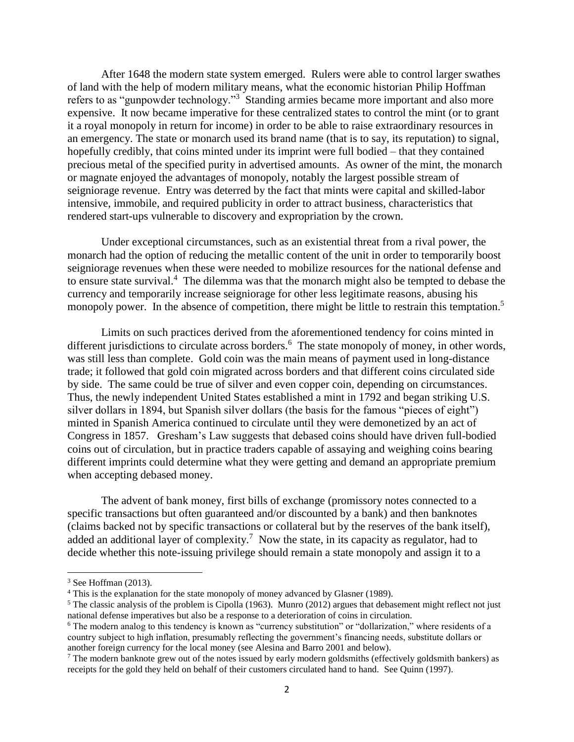After 1648 the modern state system emerged. Rulers were able to control larger swathes of land with the help of modern military means, what the economic historian Philip Hoffman refers to as "gunpowder technology."[3] Standing armies became more important and also more expensive. It now became imperative for these centralized states to control the mint (or to grant it a royal monopoly in return for income) in order to be able to raise extraordinary resources in an emergency. The state or monarch used its brand name (that is to say, its reputation) to signal, hopefully credibly, that coins minted under its imprint were full bodied – that they contained precious metal of the specified purity in advertised amounts. As owner of the mint, the monarch or magnate enjoyed the advantages of monopoly, notably the largest possible stream of seigniorage revenue. Entry was deterred by the fact that mints were capital and skilled-labor intensive, immobile, and required publicity in order to attract business, characteristics that rendered start-ups vulnerable to discovery and expropriation by the crown.

Under exceptional circumstances, such as an existential threat from a rival power, the monarch had the option of reducing the metallic content of the unit in order to temporarily boost seigniorage revenues when these were needed to mobilize resources for the national defense and to ensure state survival.[4] The dilemma was that the monarch might also be tempted to debase the currency and temporarily increase seigniorage for other less legitimate reasons, abusing his monopoly power. In the absence of competition, there might be little to restrain this temptation.[5]

Limits on such practices derived from the aforementioned tendency for coins minted in different jurisdictions to circulate across borders.[6] The state monopoly of money, in other words, was still less than complete. Gold coin was the main means of payment used in long-distance trade; it followed that gold coin migrated across borders and that different coins circulated side by side. The same could be true of silver and even copper coin, depending on circumstances. Thus, the newly independent United States established a mint in 1792 and began striking U.S. silver dollars in 1894, but Spanish silver dollars (the basis for the famous "pieces of eight") minted in Spanish America continued to circulate until they were demonetized by an act of Congress in 1857. Gresham's Law suggests that debased coins should have driven full-bodied coins out of circulation, but in practice traders capable of assaying and weighing coins bearing different imprints could determine what they were getting and demand an appropriate premium when accepting debased money.

The advent of bank money, first bills of exchange (promissory notes connected to a specific transactions but often guaranteed and/or discounted by a bank) and then banknotes (claims backed not by specific transactions or collateral but by the reserves of the bank itself), added an additional layer of complexity.[7] Now the state, in its capacity as regulator, had to decide whether this note-issuing privilege should remain a state monopoly and assign it to a

---

[3] See Hoffman (2013).

[4] This is the explanation for the state monopoly of money advanced by Glasner (1989).

[5] The classic analysis of the problem is Cipolla (1963). Munro (2012) argues that debasement might reflect not just national defense imperatives but also be a response to a deterioration of coins in circulation.

[6] The modern analog to this tendency is known as "currency substitution" or "dollarization," where residents of a country subject to high inflation, presumably reflecting the government's financing needs, substitute dollars or another foreign currency for the local money (see Alesina and Barro 2001 and below).

[7] The modern banknote grew out of the notes issued by early modern goldsmiths (effectively goldsmith bankers) as receipts for the gold they held on behalf of their customers circulated hand to hand. See Quinn (1997).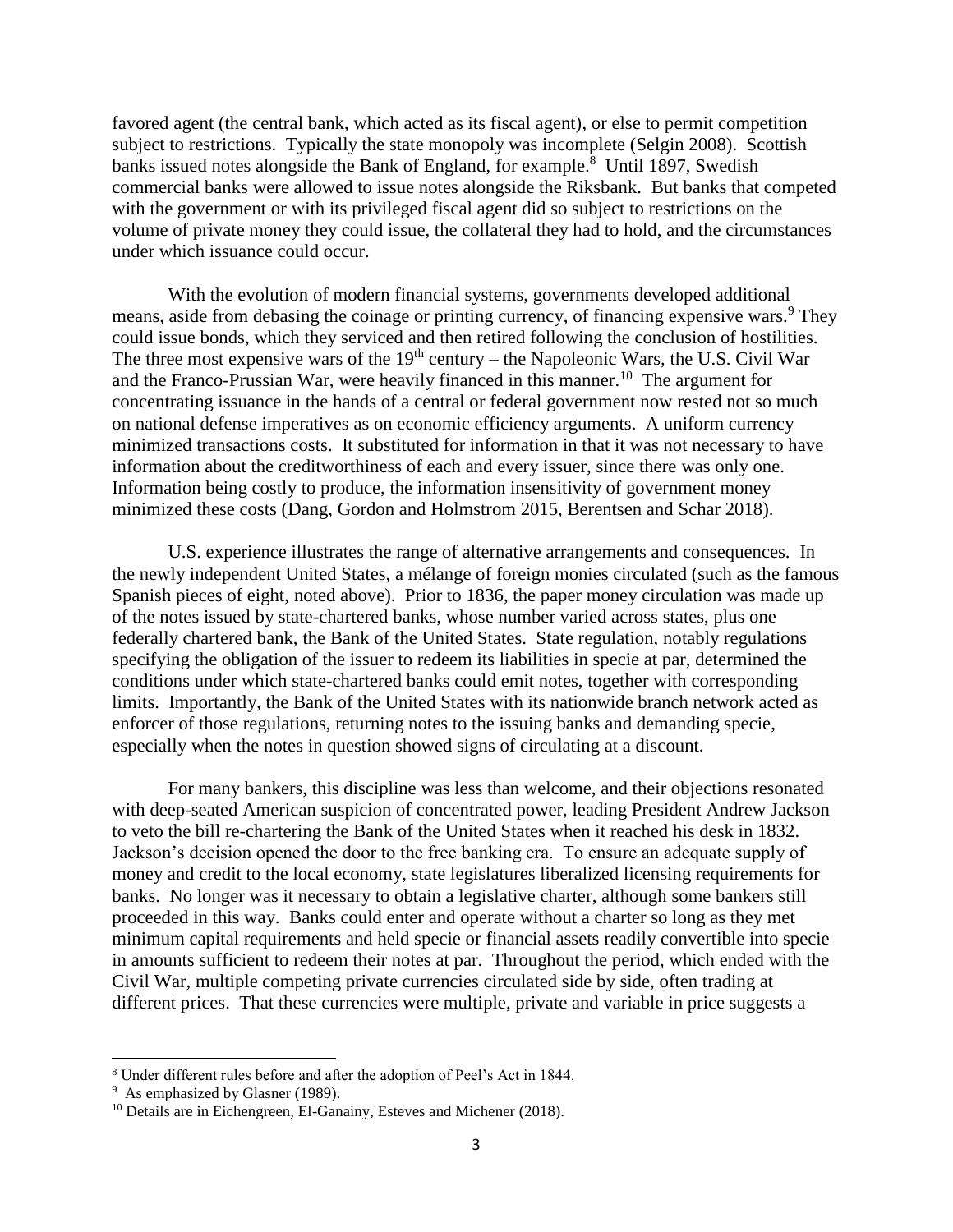favored agent (the central bank, which acted as its fiscal agent), or else to permit competition subject to restrictions. Typically the state monopoly was incomplete (Selgin 2008). Scottish banks issued notes alongside the Bank of England, for example.[8] Until 1897, Swedish commercial banks were allowed to issue notes alongside the Riksbank. But banks that competed with the government or with its privileged fiscal agent did so subject to restrictions on the volume of private money they could issue, the collateral they had to hold, and the circumstances under which issuance could occur.

With the evolution of modern financial systems, governments developed additional means, aside from debasing the coinage or printing currency, of financing expensive wars.[9] They could issue bonds, which they serviced and then retired following the conclusion of hostilities. The three most expensive wars of the 19th century – the Napoleonic Wars, the U.S. Civil War and the Franco-Prussian War, were heavily financed in this manner.[10] The argument for concentrating issuance in the hands of a central or federal government now rested not so much on national defense imperatives as on economic efficiency arguments. A uniform currency minimized transactions costs. It substituted for information in that it was not necessary to have information about the creditworthiness of each and every issuer, since there was only one. Information being costly to produce, the information insensitivity of government money minimized these costs (Dang, Gordon and Holmstrom 2015, Berentsen and Schar 2018).

U.S. experience illustrates the range of alternative arrangements and consequences. In the newly independent United States, a mélange of foreign monies circulated (such as the famous Spanish pieces of eight, noted above). Prior to 1836, the paper money circulation was made up of the notes issued by state-chartered banks, whose number varied across states, plus one federally chartered bank, the Bank of the United States. State regulation, notably regulations specifying the obligation of the issuer to redeem its liabilities in specie at par, determined the conditions under which state-chartered banks could emit notes, together with corresponding limits. Importantly, the Bank of the United States with its nationwide branch network acted as enforcer of those regulations, returning notes to the issuing banks and demanding specie, especially when the notes in question showed signs of circulating at a discount.

For many bankers, this discipline was less than welcome, and their objections resonated with deep-seated American suspicion of concentrated power, leading President Andrew Jackson to veto the bill re-chartering the Bank of the United States when it reached his desk in 1832. Jackson's decision opened the door to the free banking era. To ensure an adequate supply of money and credit to the local economy, state legislatures liberalized licensing requirements for banks. No longer was it necessary to obtain a legislative charter, although some bankers still proceeded in this way. Banks could enter and operate without a charter so long as they met minimum capital requirements and held specie or financial assets readily convertible into specie in amounts sufficient to redeem their notes at par. Throughout the period, which ended with the Civil War, multiple competing private currencies circulated side by side, often trading at different prices. That these currencies were multiple, private and variable in price suggests a

---

[8] Under different rules before and after the adoption of Peel's Act in 1844.

[9] As emphasized by Glasner (1989).

[10] Details are in Eichengreen, El-Ganainy, Esteves and Michener (2018).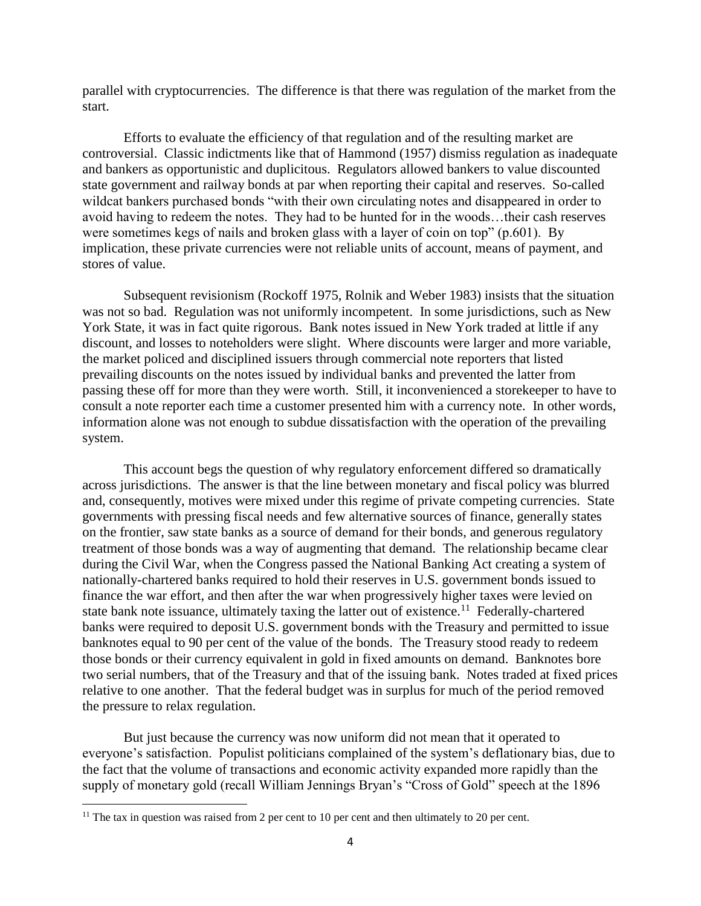parallel with cryptocurrencies. The difference is that there was regulation of the market from the start.

Efforts to evaluate the efficiency of that regulation and of the resulting market are controversial. Classic indictments like that of Hammond (1957) dismiss regulation as inadequate and bankers as opportunistic and duplicitous. Regulators allowed bankers to value discounted state government and railway bonds at par when reporting their capital and reserves. So-called wildcat bankers purchased bonds "with their own circulating notes and disappeared in order to avoid having to redeem the notes. They had to be hunted for in the woods…their cash reserves were sometimes kegs of nails and broken glass with a layer of coin on top" (p.601). By implication, these private currencies were not reliable units of account, means of payment, and stores of value.

Subsequent revisionism (Rockoff 1975, Rolnik and Weber 1983) insists that the situation was not so bad. Regulation was not uniformly incompetent. In some jurisdictions, such as New York State, it was in fact quite rigorous. Bank notes issued in New York traded at little if any discount, and losses to noteholders were slight. Where discounts were larger and more variable, the market policed and disciplined issuers through commercial note reporters that listed prevailing discounts on the notes issued by individual banks and prevented the latter from passing these off for more than they were worth. Still, it inconvenienced a storekeeper to have to consult a note reporter each time a customer presented him with a currency note. In other words, information alone was not enough to subdue dissatisfaction with the operation of the prevailing system.

This account begs the question of why regulatory enforcement differed so dramatically across jurisdictions. The answer is that the line between monetary and fiscal policy was blurred and, consequently, motives were mixed under this regime of private competing currencies. State governments with pressing fiscal needs and few alternative sources of finance, generally states on the frontier, saw state banks as a source of demand for their bonds, and generous regulatory treatment of those bonds was a way of augmenting that demand. The relationship became clear during the Civil War, when the Congress passed the National Banking Act creating a system of nationally-chartered banks required to hold their reserves in U.S. government bonds issued to finance the war effort, and then after the war when progressively higher taxes were levied on state bank note issuance, ultimately taxing the latter out of existence.[11] Federally-chartered banks were required to deposit U.S. government bonds with the Treasury and permitted to issue banknotes equal to 90 per cent of the value of the bonds. The Treasury stood ready to redeem those bonds or their currency equivalent in gold in fixed amounts on demand. Banknotes bore two serial numbers, that of the Treasury and that of the issuing bank. Notes traded at fixed prices relative to one another. That the federal budget was in surplus for much of the period removed the pressure to relax regulation.

But just because the currency was now uniform did not mean that it operated to everyone's satisfaction. Populist politicians complained of the system's deflationary bias, due to the fact that the volume of transactions and economic activity expanded more rapidly than the supply of monetary gold (recall William Jennings Bryan's "Cross of Gold" speech at the 1896

[11] The tax in question was raised from 2 per cent to 10 per cent and then ultimately to 20 per cent.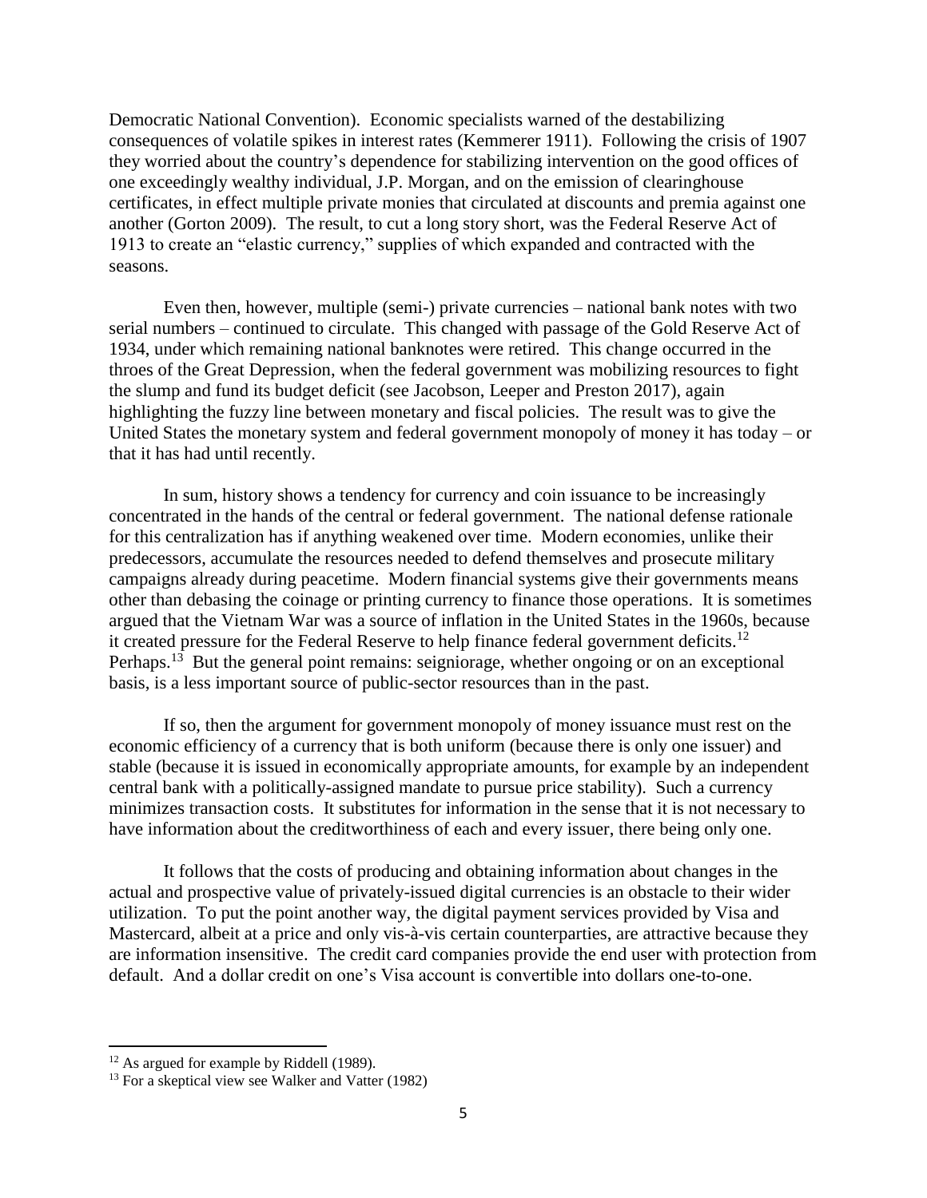Democratic National Convention). Economic specialists warned of the destabilizing consequences of volatile spikes in interest rates (Kemmerer 1911). Following the crisis of 1907 they worried about the country's dependence for stabilizing intervention on the good offices of one exceedingly wealthy individual, J.P. Morgan, and on the emission of clearinghouse certificates, in effect multiple private monies that circulated at discounts and premia against one another (Gorton 2009). The result, to cut a long story short, was the Federal Reserve Act of 1913 to create an "elastic currency," supplies of which expanded and contracted with the seasons.

Even then, however, multiple (semi-) private currencies – national bank notes with two serial numbers – continued to circulate. This changed with passage of the Gold Reserve Act of 1934, under which remaining national banknotes were retired. This change occurred in the throes of the Great Depression, when the federal government was mobilizing resources to fight the slump and fund its budget deficit (see Jacobson, Leeper and Preston 2017), again highlighting the fuzzy line between monetary and fiscal policies. The result was to give the United States the monetary system and federal government monopoly of money it has today – or that it has had until recently.

In sum, history shows a tendency for currency and coin issuance to be increasingly concentrated in the hands of the central or federal government. The national defense rationale for this centralization has if anything weakened over time. Modern economies, unlike their predecessors, accumulate the resources needed to defend themselves and prosecute military campaigns already during peacetime. Modern financial systems give their governments means other than debasing the coinage or printing currency to finance those operations. It is sometimes argued that the Vietnam War was a source of inflation in the United States in the 1960s, because it created pressure for the Federal Reserve to help finance federal government deficits.[12] Perhaps.[13] But the general point remains: seigniorage, whether ongoing or on an exceptional basis, is a less important source of public-sector resources than in the past.

If so, then the argument for government monopoly of money issuance must rest on the economic efficiency of a currency that is both uniform (because there is only one issuer) and stable (because it is issued in economically appropriate amounts, for example by an independent central bank with a politically-assigned mandate to pursue price stability). Such a currency minimizes transaction costs. It substitutes for information in the sense that it is not necessary to have information about the creditworthiness of each and every issuer, there being only one.

It follows that the costs of producing and obtaining information about changes in the actual and prospective value of privately-issued digital currencies is an obstacle to their wider utilization. To put the point another way, the digital payment services provided by Visa and Mastercard, albeit at a price and only vis-à-vis certain counterparties, are attractive because they are information insensitive. The credit card companies provide the end user with protection from default. And a dollar credit on one's Visa account is convertible into dollars one-to-one.

---

[12] As argued for example by Riddell (1989).

[13] For a skeptical view see Walker and Vatter (1982)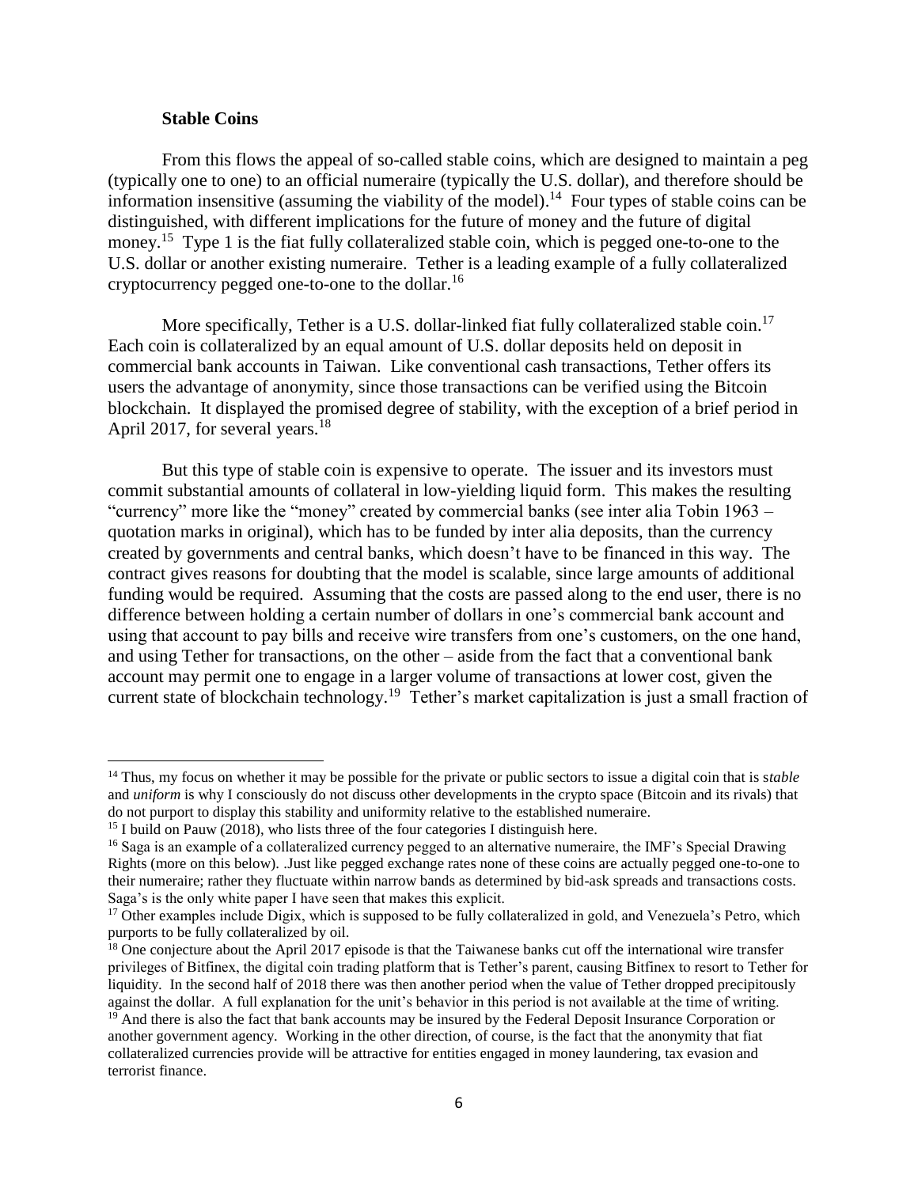### Stable Coins

From this flows the appeal of so-called stable coins, which are designed to maintain a peg (typically one to one) to an official numeraire (typically the U.S. dollar), and therefore should be information insensitive (assuming the viability of the model).[14] Four types of stable coins can be distinguished, with different implications for the future of money and the future of digital money.[15] Type 1 is the fiat fully collateralized stable coin, which is pegged one-to-one to the U.S. dollar or another existing numeraire. Tether is a leading example of a fully collateralized cryptocurrency pegged one-to-one to the dollar.[16]

More specifically, Tether is a U.S. dollar-linked fiat fully collateralized stable coin.[17] Each coin is collateralized by an equal amount of U.S. dollar deposits held on deposit in commercial bank accounts in Taiwan. Like conventional cash transactions, Tether offers its users the advantage of anonymity, since those transactions can be verified using the Bitcoin blockchain. It displayed the promised degree of stability, with the exception of a brief period in April 2017, for several years.[18]

But this type of stable coin is expensive to operate. The issuer and its investors must commit substantial amounts of collateral in low-yielding liquid form. This makes the resulting "currency" more like the "money" created by commercial banks (see inter alia Tobin 1963 – quotation marks in original), which has to be funded by inter alia deposits, than the currency created by governments and central banks, which doesn't have to be financed in this way. The contract gives reasons for doubting that the model is scalable, since large amounts of additional funding would be required. Assuming that the costs are passed along to the end user, there is no difference between holding a certain number of dollars in one's commercial bank account and using that account to pay bills and receive wire transfers from one's customers, on the one hand, and using Tether for transactions, on the other – aside from the fact that a conventional bank account may permit one to engage in a larger volume of transactions at lower cost, given the current state of blockchain technology.[19] Tether's market capitalization is just a small fraction of

---

[14] Thus, my focus on whether it may be possible for the private or public sectors to issue a digital coin that is s*table* and *uniform* is why I consciously do not discuss other developments in the crypto space (Bitcoin and its rivals) that do not purport to display this stability and uniformity relative to the established numeraire.

[15] I build on Pauw (2018), who lists three of the four categories I distinguish here.

[16] Saga is an example of a collateralized currency pegged to an alternative numeraire, the IMF's Special Drawing Rights (more on this below). .Just like pegged exchange rates none of these coins are actually pegged one-to-one to their numeraire; rather they fluctuate within narrow bands as determined by bid-ask spreads and transactions costs. Saga's is the only white paper I have seen that makes this explicit.

[17] Other examples include Digix, which is supposed to be fully collateralized in gold, and Venezuela's Petro, which purports to be fully collateralized by oil.

[18] One conjecture about the April 2017 episode is that the Taiwanese banks cut off the international wire transfer privileges of Bitfinex, the digital coin trading platform that is Tether's parent, causing Bitfinex to resort to Tether for liquidity. In the second half of 2018 there was then another period when the value of Tether dropped precipitously against the dollar. A full explanation for the unit's behavior in this period is not available at the time of writing.

[19] And there is also the fact that bank accounts may be insured by the Federal Deposit Insurance Corporation or another government agency. Working in the other direction, of course, is the fact that the anonymity that fiat collateralized currencies provide will be attractive for entities engaged in money laundering, tax evasion and terrorist finance.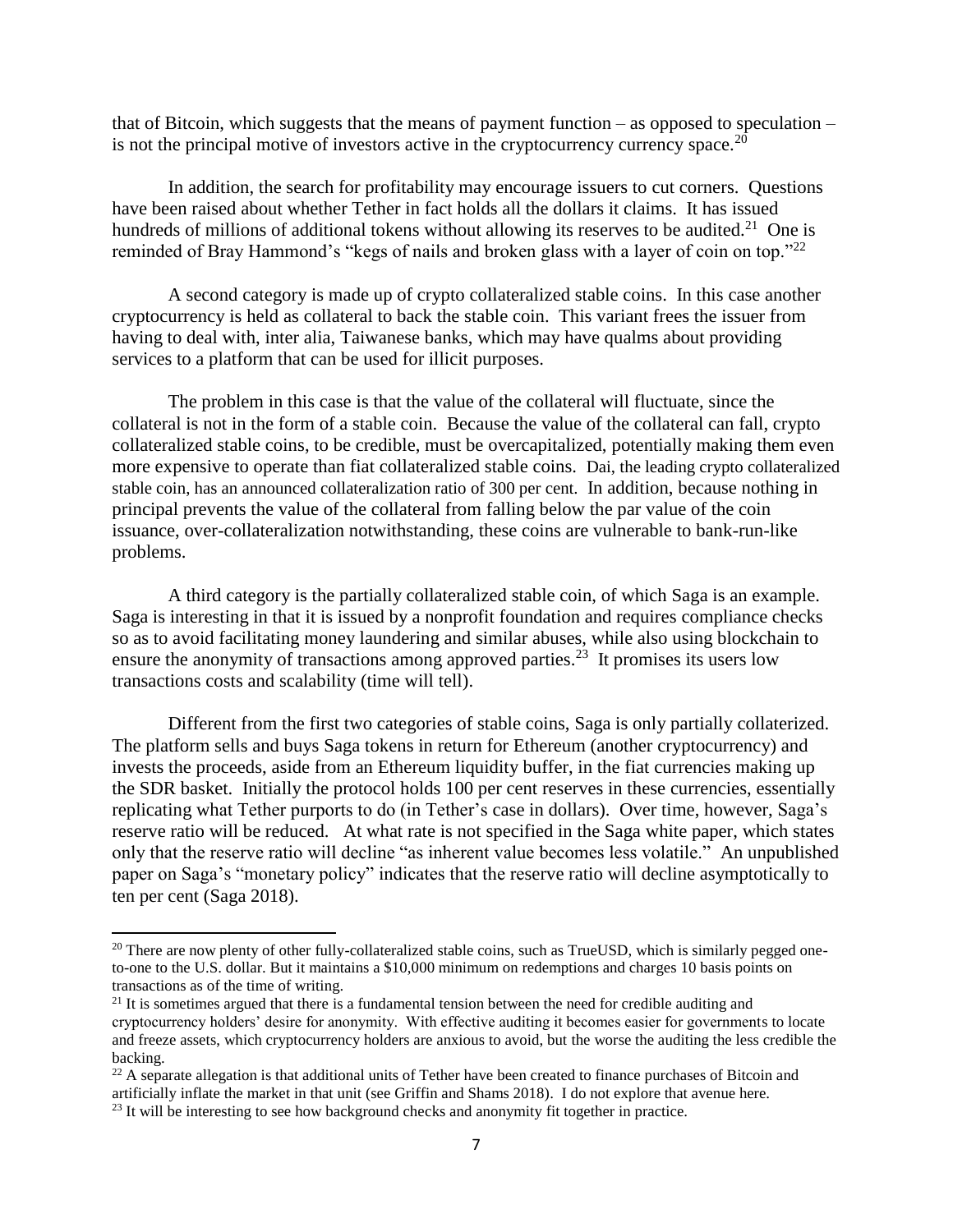that of Bitcoin, which suggests that the means of payment function – as opposed to speculation – is not the principal motive of investors active in the cryptocurrency currency space.[20]

In addition, the search for profitability may encourage issuers to cut corners. Questions have been raised about whether Tether in fact holds all the dollars it claims. It has issued hundreds of millions of additional tokens without allowing its reserves to be audited.[21] One is reminded of Bray Hammond's "kegs of nails and broken glass with a layer of coin on top."[22]

A second category is made up of crypto collateralized stable coins. In this case another cryptocurrency is held as collateral to back the stable coin. This variant frees the issuer from having to deal with, inter alia, Taiwanese banks, which may have qualms about providing services to a platform that can be used for illicit purposes.

The problem in this case is that the value of the collateral will fluctuate, since the collateral is not in the form of a stable coin. Because the value of the collateral can fall, crypto collateralized stable coins, to be credible, must be overcapitalized, potentially making them even more expensive to operate than fiat collateralized stable coins. Dai, the leading crypto collateralized stable coin, has an announced collateralization ratio of 300 per cent. In addition, because nothing in principal prevents the value of the collateral from falling below the par value of the coin issuance, over-collateralization notwithstanding, these coins are vulnerable to bank-run-like problems.

A third category is the partially collateralized stable coin, of which Saga is an example. Saga is interesting in that it is issued by a nonprofit foundation and requires compliance checks so as to avoid facilitating money laundering and similar abuses, while also using blockchain to ensure the anonymity of transactions among approved parties.[23] It promises its users low transactions costs and scalability (time will tell).

Different from the first two categories of stable coins, Saga is only partially collaterized. The platform sells and buys Saga tokens in return for Ethereum (another cryptocurrency) and invests the proceeds, aside from an Ethereum liquidity buffer, in the fiat currencies making up the SDR basket. Initially the protocol holds 100 per cent reserves in these currencies, essentially replicating what Tether purports to do (in Tether's case in dollars). Over time, however, Saga's reserve ratio will be reduced. At what rate is not specified in the Saga white paper, which states only that the reserve ratio will decline "as inherent value becomes less volatile." An unpublished paper on Saga's "monetary policy" indicates that the reserve ratio will decline asymptotically to ten per cent (Saga 2018).

---

[20] There are now plenty of other fully-collateralized stable coins, such as TrueUSD, which is similarly pegged one-to-one to the U.S. dollar. But it maintains a $10,000 minimum on redemptions and charges 10 basis points on transactions as of the time of writing.

[21] It is sometimes argued that there is a fundamental tension between the need for credible auditing and cryptocurrency holders' desire for anonymity. With effective auditing it becomes easier for governments to locate and freeze assets, which cryptocurrency holders are anxious to avoid, but the worse the auditing the less credible the backing.

[22] A separate allegation is that additional units of Tether have been created to finance purchases of Bitcoin and artificially inflate the market in that unit (see Griffin and Shams 2018). I do not explore that avenue here.

[23] It will be interesting to see how background checks and anonymity fit together in practice.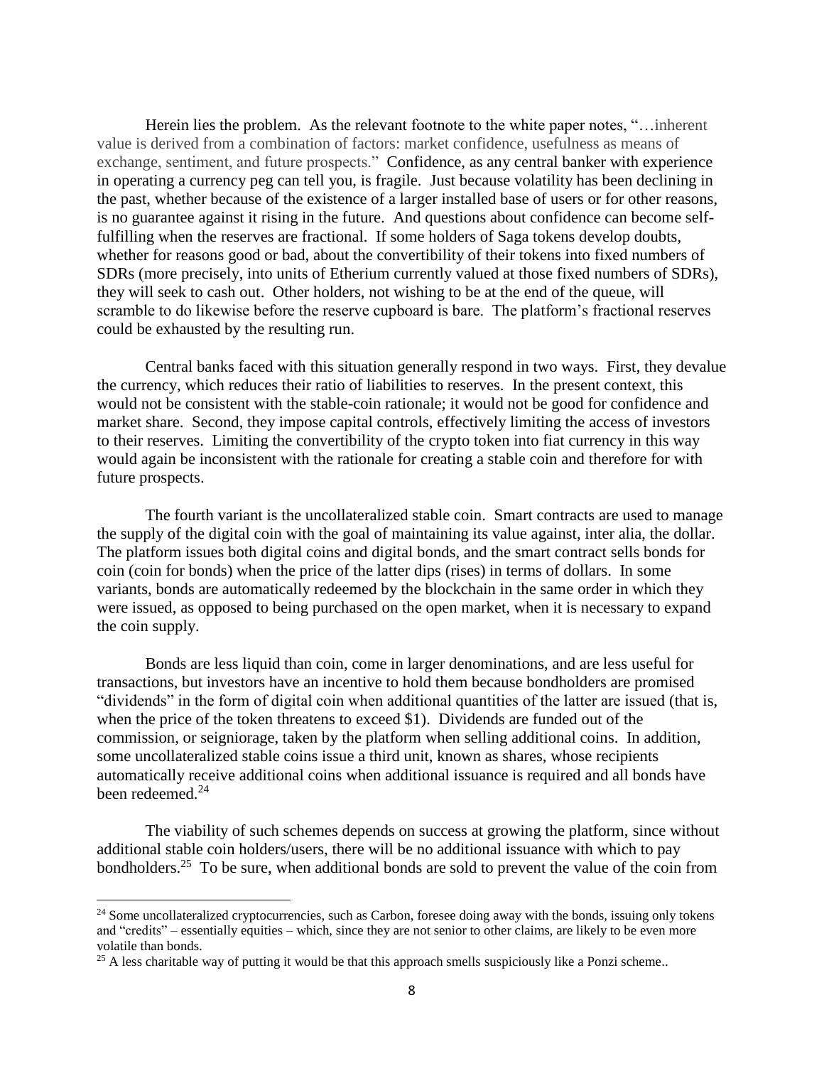Herein lies the problem. As the relevant footnote to the white paper notes, "…inherent value is derived from a combination of factors: market confidence, usefulness as means of exchange, sentiment, and future prospects." Confidence, as any central banker with experience in operating a currency peg can tell you, is fragile. Just because volatility has been declining in the past, whether because of the existence of a larger installed base of users or for other reasons, is no guarantee against it rising in the future. And questions about confidence can become self-fulfilling when the reserves are fractional. If some holders of Saga tokens develop doubts, whether for reasons good or bad, about the convertibility of their tokens into fixed numbers of SDRs (more precisely, into units of Etherium currently valued at those fixed numbers of SDRs), they will seek to cash out. Other holders, not wishing to be at the end of the queue, will scramble to do likewise before the reserve cupboard is bare. The platform's fractional reserves could be exhausted by the resulting run.

Central banks faced with this situation generally respond in two ways. First, they devalue the currency, which reduces their ratio of liabilities to reserves. In the present context, this would not be consistent with the stable-coin rationale; it would not be good for confidence and market share. Second, they impose capital controls, effectively limiting the access of investors to their reserves. Limiting the convertibility of the crypto token into fiat currency in this way would again be inconsistent with the rationale for creating a stable coin and therefore for with future prospects.

The fourth variant is the uncollateralized stable coin. Smart contracts are used to manage the supply of the digital coin with the goal of maintaining its value against, inter alia, the dollar. The platform issues both digital coins and digital bonds, and the smart contract sells bonds for coin (coin for bonds) when the price of the latter dips (rises) in terms of dollars. In some variants, bonds are automatically redeemed by the blockchain in the same order in which they were issued, as opposed to being purchased on the open market, when it is necessary to expand the coin supply.

Bonds are less liquid than coin, come in larger denominations, and are less useful for transactions, but investors have an incentive to hold them because bondholders are promised "dividends" in the form of digital coin when additional quantities of the latter are issued (that is, when the price of the token threatens to exceed \$1). Dividends are funded out of the commission, or seigniorage, taken by the platform when selling additional coins. In addition, some uncollateralized stable coins issue a third unit, known as shares, whose recipients automatically receive additional coins when additional issuance is required and all bonds have been redeemed.[24]

The viability of such schemes depends on success at growing the platform, since without additional stable coin holders/users, there will be no additional issuance with which to pay bondholders.[25] To be sure, when additional bonds are sold to prevent the value of the coin from

---

[24] Some uncollateralized cryptocurrencies, such as Carbon, foresee doing away with the bonds, issuing only tokens and "credits" – essentially equities – which, since they are not senior to other claims, are likely to be even more volatile than bonds.

[25] A less charitable way of putting it would be that this approach smells suspiciously like a Ponzi scheme..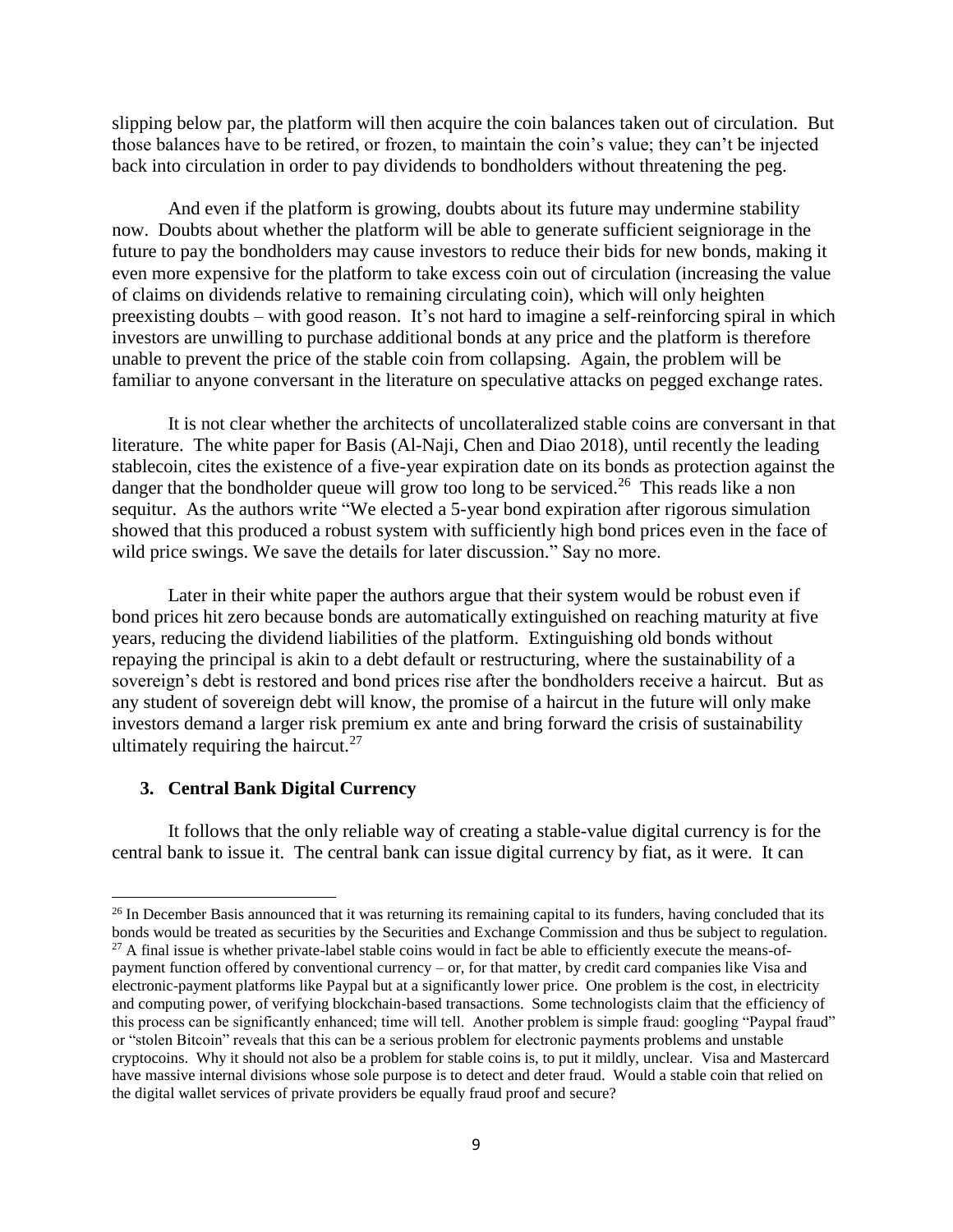slipping below par, the platform will then acquire the coin balances taken out of circulation. But those balances have to be retired, or frozen, to maintain the coin's value; they can't be injected back into circulation in order to pay dividends to bondholders without threatening the peg.

And even if the platform is growing, doubts about its future may undermine stability now. Doubts about whether the platform will be able to generate sufficient seigniorage in the future to pay the bondholders may cause investors to reduce their bids for new bonds, making it even more expensive for the platform to take excess coin out of circulation (increasing the value of claims on dividends relative to remaining circulating coin), which will only heighten preexisting doubts – with good reason. It's not hard to imagine a self-reinforcing spiral in which investors are unwilling to purchase additional bonds at any price and the platform is therefore unable to prevent the price of the stable coin from collapsing. Again, the problem will be familiar to anyone conversant in the literature on speculative attacks on pegged exchange rates.

It is not clear whether the architects of uncollateralized stable coins are conversant in that literature. The white paper for Basis (Al-Naji, Chen and Diao 2018), until recently the leading stablecoin, cites the existence of a five-year expiration date on its bonds as protection against the danger that the bondholder queue will grow too long to be serviced.[26] This reads like a non sequitur. As the authors write "We elected a 5-year bond expiration after rigorous simulation showed that this produced a robust system with sufficiently high bond prices even in the face of wild price swings. We save the details for later discussion." Say no more.

Later in their white paper the authors argue that their system would be robust even if bond prices hit zero because bonds are automatically extinguished on reaching maturity at five years, reducing the dividend liabilities of the platform. Extinguishing old bonds without repaying the principal is akin to a debt default or restructuring, where the sustainability of a sovereign's debt is restored and bond prices rise after the bondholders receive a haircut. But as any student of sovereign debt will know, the promise of a haircut in the future will only make investors demand a larger risk premium ex ante and bring forward the crisis of sustainability ultimately requiring the haircut.[27]

## 3. Central Bank Digital Currency

It follows that the only reliable way of creating a stable-value digital currency is for the central bank to issue it. The central bank can issue digital currency by fiat, as it were. It can

---

[26] In December Basis announced that it was returning its remaining capital to its funders, having concluded that its bonds would be treated as securities by the Securities and Exchange Commission and thus be subject to regulation.

[27] A final issue is whether private-label stable coins would in fact be able to efficiently execute the means-of-payment function offered by conventional currency – or, for that matter, by credit card companies like Visa and electronic-payment platforms like Paypal but at a significantly lower price. One problem is the cost, in electricity and computing power, of verifying blockchain-based transactions. Some technologists claim that the efficiency of this process can be significantly enhanced; time will tell. Another problem is simple fraud: googling "Paypal fraud" or "stolen Bitcoin" reveals that this can be a serious problem for electronic payments problems and unstable cryptocoins. Why it should not also be a problem for stable coins is, to put it mildly, unclear. Visa and Mastercard have massive internal divisions whose sole purpose is to detect and deter fraud. Would a stable coin that relied on the digital wallet services of private providers be equally fraud proof and secure?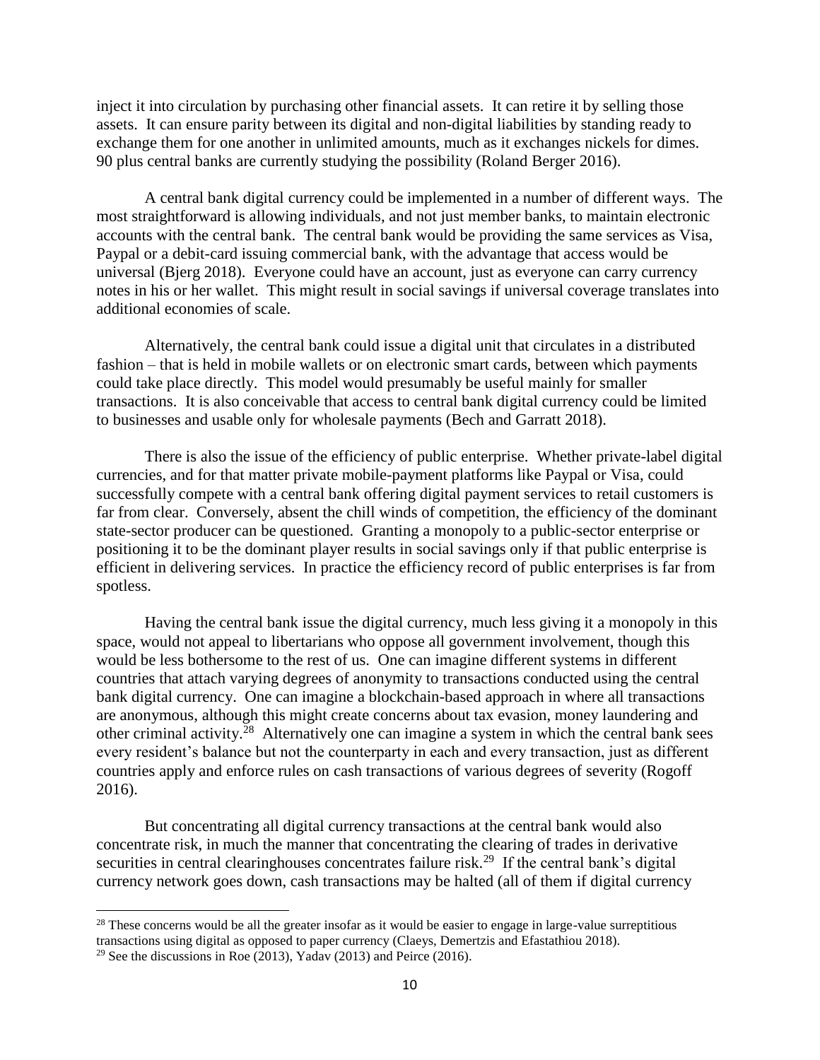inject it into circulation by purchasing other financial assets. It can retire it by selling those assets. It can ensure parity between its digital and non-digital liabilities by standing ready to exchange them for one another in unlimited amounts, much as it exchanges nickels for dimes. 90 plus central banks are currently studying the possibility (Roland Berger 2016).

A central bank digital currency could be implemented in a number of different ways. The most straightforward is allowing individuals, and not just member banks, to maintain electronic accounts with the central bank. The central bank would be providing the same services as Visa, Paypal or a debit-card issuing commercial bank, with the advantage that access would be universal (Bjerg 2018). Everyone could have an account, just as everyone can carry currency notes in his or her wallet. This might result in social savings if universal coverage translates into additional economies of scale.

Alternatively, the central bank could issue a digital unit that circulates in a distributed fashion – that is held in mobile wallets or on electronic smart cards, between which payments could take place directly. This model would presumably be useful mainly for smaller transactions. It is also conceivable that access to central bank digital currency could be limited to businesses and usable only for wholesale payments (Bech and Garratt 2018).

There is also the issue of the efficiency of public enterprise. Whether private-label digital currencies, and for that matter private mobile-payment platforms like Paypal or Visa, could successfully compete with a central bank offering digital payment services to retail customers is far from clear. Conversely, absent the chill winds of competition, the efficiency of the dominant state-sector producer can be questioned. Granting a monopoly to a public-sector enterprise or positioning it to be the dominant player results in social savings only if that public enterprise is efficient in delivering services. In practice the efficiency record of public enterprises is far from spotless.

Having the central bank issue the digital currency, much less giving it a monopoly in this space, would not appeal to libertarians who oppose all government involvement, though this would be less bothersome to the rest of us. One can imagine different systems in different countries that attach varying degrees of anonymity to transactions conducted using the central bank digital currency. One can imagine a blockchain-based approach in where all transactions are anonymous, although this might create concerns about tax evasion, money laundering and other criminal activity.[28] Alternatively one can imagine a system in which the central bank sees every resident's balance but not the counterparty in each and every transaction, just as different countries apply and enforce rules on cash transactions of various degrees of severity (Rogoff 2016).

But concentrating all digital currency transactions at the central bank would also concentrate risk, in much the manner that concentrating the clearing of trades in derivative securities in central clearinghouses concentrates failure risk.[29] If the central bank's digital currency network goes down, cash transactions may be halted (all of them if digital currency

---

[28] These concerns would be all the greater insofar as it would be easier to engage in large-value surreptitious transactions using digital as opposed to paper currency (Claeys, Demertzis and Efastathiou 2018).

[29] See the discussions in Roe (2013), Yadav (2013) and Peirce (2016).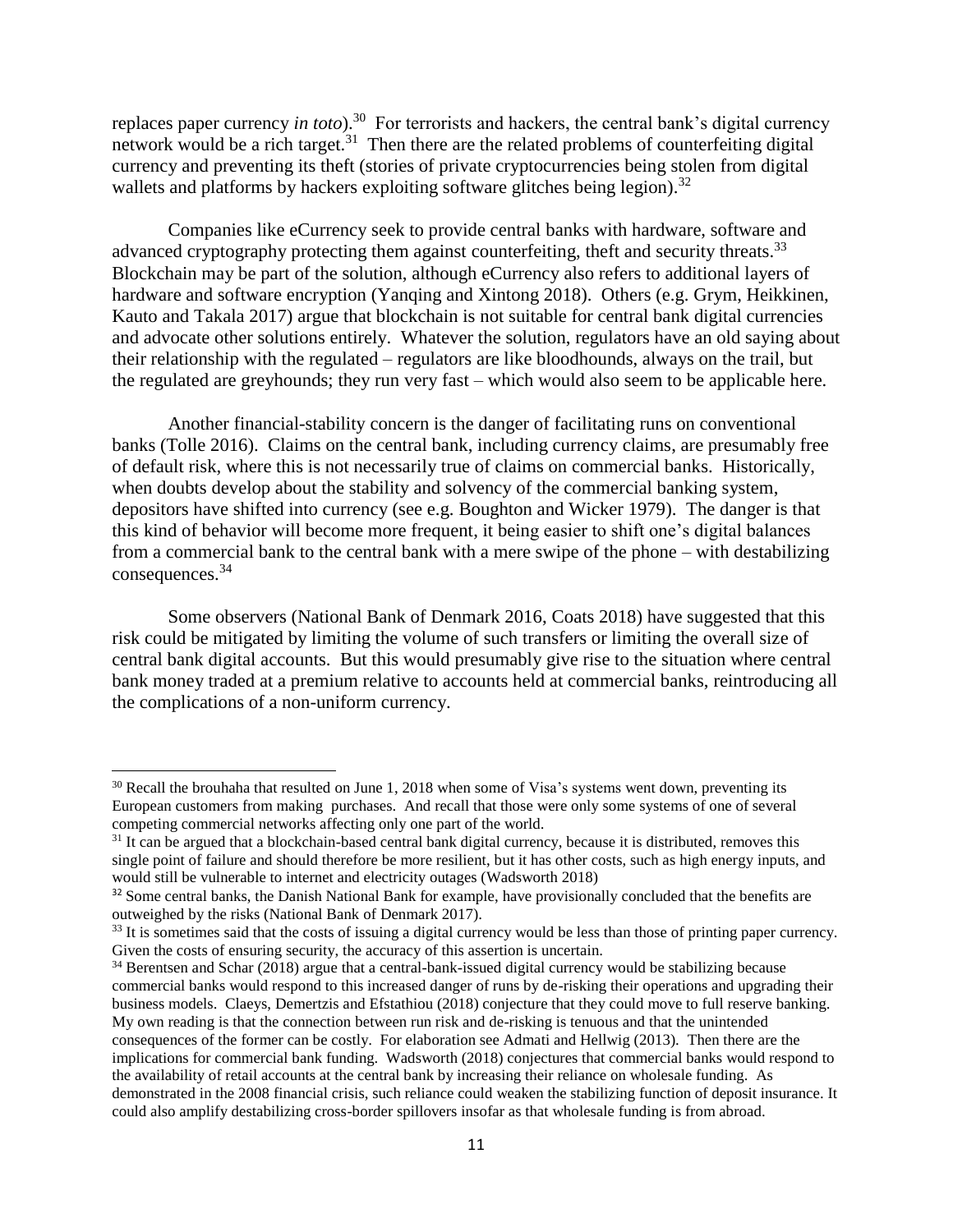replaces paper currency *in toto*).[30] For terrorists and hackers, the central bank's digital currency network would be a rich target.[31] Then there are the related problems of counterfeiting digital currency and preventing its theft (stories of private cryptocurrencies being stolen from digital wallets and platforms by hackers exploiting software glitches being legion).[32]

Companies like eCurrency seek to provide central banks with hardware, software and advanced cryptography protecting them against counterfeiting, theft and security threats.[33] Blockchain may be part of the solution, although eCurrency also refers to additional layers of hardware and software encryption (Yanqing and Xintong 2018). Others (e.g. Grym, Heikkinen, Kauto and Takala 2017) argue that blockchain is not suitable for central bank digital currencies and advocate other solutions entirely. Whatever the solution, regulators have an old saying about their relationship with the regulated – regulators are like bloodhounds, always on the trail, but the regulated are greyhounds; they run very fast – which would also seem to be applicable here.

Another financial-stability concern is the danger of facilitating runs on conventional banks (Tolle 2016). Claims on the central bank, including currency claims, are presumably free of default risk, where this is not necessarily true of claims on commercial banks. Historically, when doubts develop about the stability and solvency of the commercial banking system, depositors have shifted into currency (see e.g. Boughton and Wicker 1979). The danger is that this kind of behavior will become more frequent, it being easier to shift one's digital balances from a commercial bank to the central bank with a mere swipe of the phone – with destabilizing consequences.[34]

Some observers (National Bank of Denmark 2016, Coats 2018) have suggested that this risk could be mitigated by limiting the volume of such transfers or limiting the overall size of central bank digital accounts. But this would presumably give rise to the situation where central bank money traded at a premium relative to accounts held at commercial banks, reintroducing all the complications of a non-uniform currency.

---

[30] Recall the brouhaha that resulted on June 1, 2018 when some of Visa's systems went down, preventing its European customers from making purchases. And recall that those were only some systems of one of several competing commercial networks affecting only one part of the world.

[31] It can be argued that a blockchain-based central bank digital currency, because it is distributed, removes this single point of failure and should therefore be more resilient, but it has other costs, such as high energy inputs, and would still be vulnerable to internet and electricity outages (Wadsworth 2018)

[32] Some central banks, the Danish National Bank for example, have provisionally concluded that the benefits are outweighed by the risks (National Bank of Denmark 2017).

[33] It is sometimes said that the costs of issuing a digital currency would be less than those of printing paper currency. Given the costs of ensuring security, the accuracy of this assertion is uncertain.

[34] Berentsen and Schar (2018) argue that a central-bank-issued digital currency would be stabilizing because commercial banks would respond to this increased danger of runs by de-risking their operations and upgrading their business models. Claeys, Demertzis and Efstathiou (2018) conjecture that they could move to full reserve banking. My own reading is that the connection between run risk and de-risking is tenuous and that the unintended consequences of the former can be costly. For elaboration see Admati and Hellwig (2013). Then there are the implications for commercial bank funding. Wadsworth (2018) conjectures that commercial banks would respond to the availability of retail accounts at the central bank by increasing their reliance on wholesale funding. As demonstrated in the 2008 financial crisis, such reliance could weaken the stabilizing function of deposit insurance. It could also amplify destabilizing cross-border spillovers insofar as that wholesale funding is from abroad.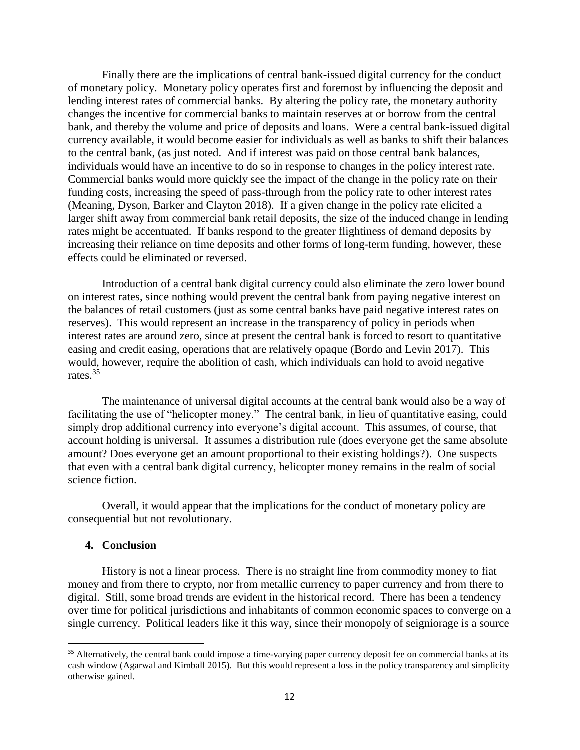Finally there are the implications of central bank-issued digital currency for the conduct of monetary policy. Monetary policy operates first and foremost by influencing the deposit and lending interest rates of commercial banks. By altering the policy rate, the monetary authority changes the incentive for commercial banks to maintain reserves at or borrow from the central bank, and thereby the volume and price of deposits and loans. Were a central bank-issued digital currency available, it would become easier for individuals as well as banks to shift their balances to the central bank, (as just noted. And if interest was paid on those central bank balances, individuals would have an incentive to do so in response to changes in the policy interest rate. Commercial banks would more quickly see the impact of the change in the policy rate on their funding costs, increasing the speed of pass-through from the policy rate to other interest rates (Meaning, Dyson, Barker and Clayton 2018). If a given change in the policy rate elicited a larger shift away from commercial bank retail deposits, the size of the induced change in lending rates might be accentuated. If banks respond to the greater flightiness of demand deposits by increasing their reliance on time deposits and other forms of long-term funding, however, these effects could be eliminated or reversed.

Introduction of a central bank digital currency could also eliminate the zero lower bound on interest rates, since nothing would prevent the central bank from paying negative interest on the balances of retail customers (just as some central banks have paid negative interest rates on reserves). This would represent an increase in the transparency of policy in periods when interest rates are around zero, since at present the central bank is forced to resort to quantitative easing and credit easing, operations that are relatively opaque (Bordo and Levin 2017). This would, however, require the abolition of cash, which individuals can hold to avoid negative rates.[35]

The maintenance of universal digital accounts at the central bank would also be a way of facilitating the use of "helicopter money." The central bank, in lieu of quantitative easing, could simply drop additional currency into everyone's digital account. This assumes, of course, that account holding is universal. It assumes a distribution rule (does everyone get the same absolute amount? Does everyone get an amount proportional to their existing holdings?). One suspects that even with a central bank digital currency, helicopter money remains in the realm of social science fiction.

Overall, it would appear that the implications for the conduct of monetary policy are consequential but not revolutionary.

## 4. Conclusion

History is not a linear process. There is no straight line from commodity money to fiat money and from there to crypto, nor from metallic currency to paper currency and from there to digital. Still, some broad trends are evident in the historical record. There has been a tendency over time for political jurisdictions and inhabitants of common economic spaces to converge on a single currency. Political leaders like it this way, since their monopoly of seigniorage is a source

---

[35] Alternatively, the central bank could impose a time-varying paper currency deposit fee on commercial banks at its cash window (Agarwal and Kimball 2015). But this would represent a loss in the policy transparency and simplicity otherwise gained.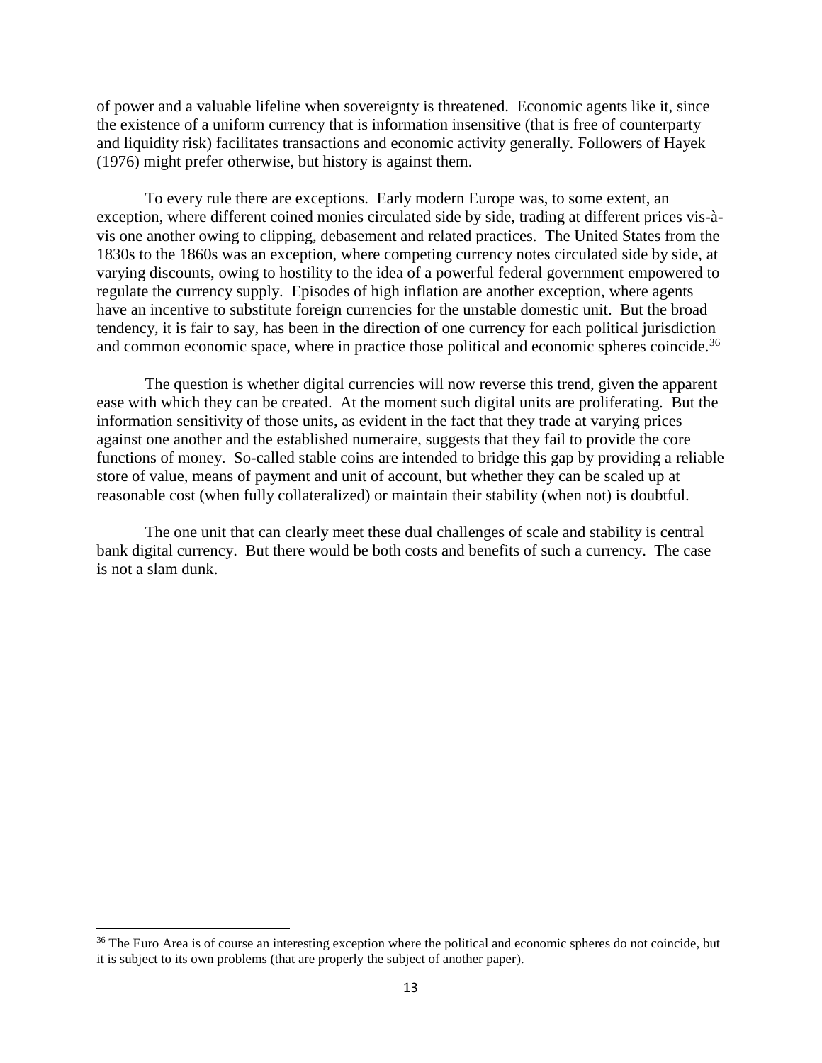of power and a valuable lifeline when sovereignty is threatened. Economic agents like it, since the existence of a uniform currency that is information insensitive (that is free of counterparty and liquidity risk) facilitates transactions and economic activity generally. Followers of Hayek (1976) might prefer otherwise, but history is against them.

To every rule there are exceptions. Early modern Europe was, to some extent, an exception, where different coined monies circulated side by side, trading at different prices vis-à-vis one another owing to clipping, debasement and related practices. The United States from the 1830s to the 1860s was an exception, where competing currency notes circulated side by side, at varying discounts, owing to hostility to the idea of a powerful federal government empowered to regulate the currency supply. Episodes of high inflation are another exception, where agents have an incentive to substitute foreign currencies for the unstable domestic unit. But the broad tendency, it is fair to say, has been in the direction of one currency for each political jurisdiction and common economic space, where in practice those political and economic spheres coincide.[36]

The question is whether digital currencies will now reverse this trend, given the apparent ease with which they can be created. At the moment such digital units are proliferating. But the information sensitivity of those units, as evident in the fact that they trade at varying prices against one another and the established numeraire, suggests that they fail to provide the core functions of money. So-called stable coins are intended to bridge this gap by providing a reliable store of value, means of payment and unit of account, but whether they can be scaled up at reasonable cost (when fully collateralized) or maintain their stability (when not) is doubtful.

The one unit that can clearly meet these dual challenges of scale and stability is central bank digital currency. But there would be both costs and benefits of such a currency. The case is not a slam dunk.

---

[36] The Euro Area is of course an interesting exception where the political and economic spheres do not coincide, but it is subject to its own problems (that are properly the subject of another paper).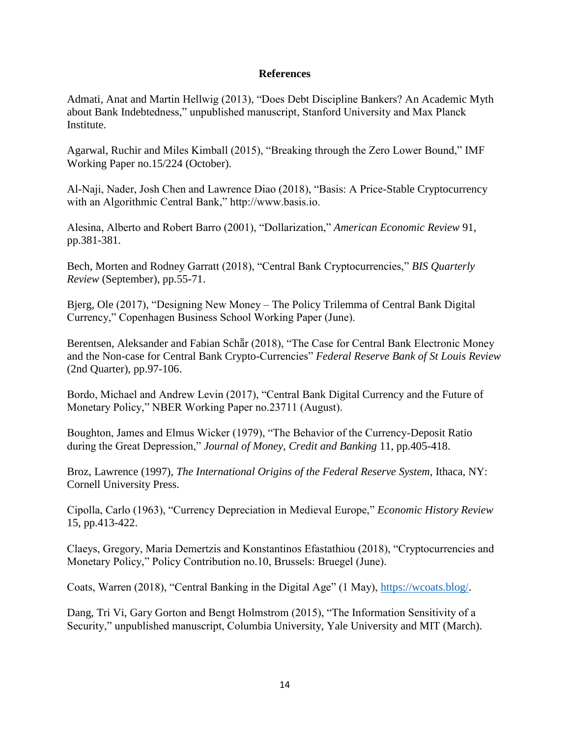## References

Admati, Anat and Martin Hellwig (2013), "Does Debt Discipline Bankers? An Academic Myth about Bank Indebtedness," unpublished manuscript, Stanford University and Max Planck Institute.

Agarwal, Ruchir and Miles Kimball (2015), "Breaking through the Zero Lower Bound," IMF Working Paper no.15/224 (October).

Al-Naji, Nader, Josh Chen and Lawrence Diao (2018), "Basis: A Price-Stable Cryptocurrency with an Algorithmic Central Bank," http://www.basis.io.

Alesina, Alberto and Robert Barro (2001), "Dollarization," *American Economic Review* 91, pp.381-381.

Bech, Morten and Rodney Garratt (2018), "Central Bank Cryptocurrencies," *BIS Quarterly Review* (September), pp.55-71.

Bjerg, Ole (2017), "Designing New Money – The Policy Trilemma of Central Bank Digital Currency," Copenhagen Business School Working Paper (June).

Berentsen, Aleksander and Fabian Schǟr (2018), "The Case for Central Bank Electronic Money and the Non-case for Central Bank Crypto-Currencies" *Federal Reserve Bank of St Louis Review* (2nd Quarter), pp.97-106.

Bordo, Michael and Andrew Levin (2017), "Central Bank Digital Currency and the Future of Monetary Policy," NBER Working Paper no.23711 (August).

Boughton, James and Elmus Wicker (1979), "The Behavior of the Currency-Deposit Ratio during the Great Depression," *Journal of Money, Credit and Banking* 11, pp.405-418.

Broz, Lawrence (1997), *The International Origins of the Federal Reserve System*, Ithaca, NY: Cornell University Press.

Cipolla, Carlo (1963), "Currency Depreciation in Medieval Europe," *Economic History Review* 15, pp.413-422.

Claeys, Gregory, Maria Demertzis and Konstantinos Efastathiou (2018), "Cryptocurrencies and Monetary Policy," Policy Contribution no.10, Brussels: Bruegel (June).

Coats, Warren (2018), "Central Banking in the Digital Age" (1 May), https://wcoats.blog/.

Dang, Tri Vi, Gary Gorton and Bengt Holmstrom (2015), "The Information Sensitivity of a Security," unpublished manuscript, Columbia University, Yale University and MIT (March).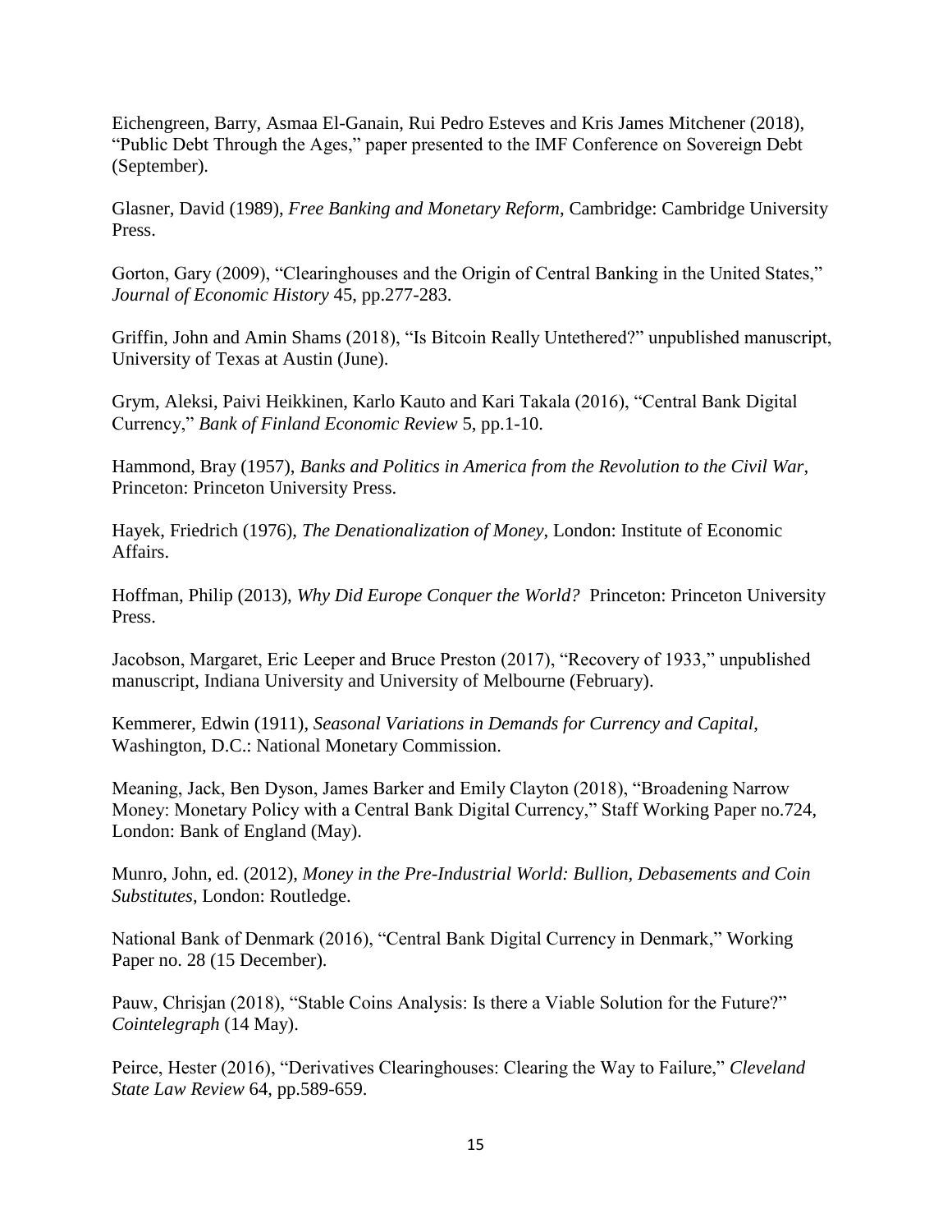Eichengreen, Barry, Asmaa El-Ganain, Rui Pedro Esteves and Kris James Mitchener (2018), "Public Debt Through the Ages," paper presented to the IMF Conference on Sovereign Debt (September).

Glasner, David (1989), *Free Banking and Monetary Reform*, Cambridge: Cambridge University Press.

Gorton, Gary (2009), "Clearinghouses and the Origin of Central Banking in the United States," *Journal of Economic History* 45, pp.277-283.

Griffin, John and Amin Shams (2018), "Is Bitcoin Really Untethered?" unpublished manuscript, University of Texas at Austin (June).

Grym, Aleksi, Paivi Heikkinen, Karlo Kauto and Kari Takala (2016), "Central Bank Digital Currency," *Bank of Finland Economic Review* 5, pp.1-10.

Hammond, Bray (1957), *Banks and Politics in America from the Revolution to the Civil War*, Princeton: Princeton University Press.

Hayek, Friedrich (1976), *The Denationalization of Money*, London: Institute of Economic Affairs.

Hoffman, Philip (2013), *Why Did Europe Conquer the World?* Princeton: Princeton University Press.

Jacobson, Margaret, Eric Leeper and Bruce Preston (2017), "Recovery of 1933," unpublished manuscript, Indiana University and University of Melbourne (February).

Kemmerer, Edwin (1911), *Seasonal Variations in Demands for Currency and Capital*, Washington, D.C.: National Monetary Commission.

Meaning, Jack, Ben Dyson, James Barker and Emily Clayton (2018), "Broadening Narrow Money: Monetary Policy with a Central Bank Digital Currency," Staff Working Paper no.724, London: Bank of England (May).

Munro, John, ed. (2012), *Money in the Pre-Industrial World: Bullion, Debasements and Coin Substitutes*, London: Routledge.

National Bank of Denmark (2016), "Central Bank Digital Currency in Denmark," Working Paper no. 28 (15 December).

Pauw, Chrisjan (2018), "Stable Coins Analysis: Is there a Viable Solution for the Future?" *Cointelegraph* (14 May).

Peirce, Hester (2016), "Derivatives Clearinghouses: Clearing the Way to Failure," *Cleveland State Law Review* 64, pp.589-659.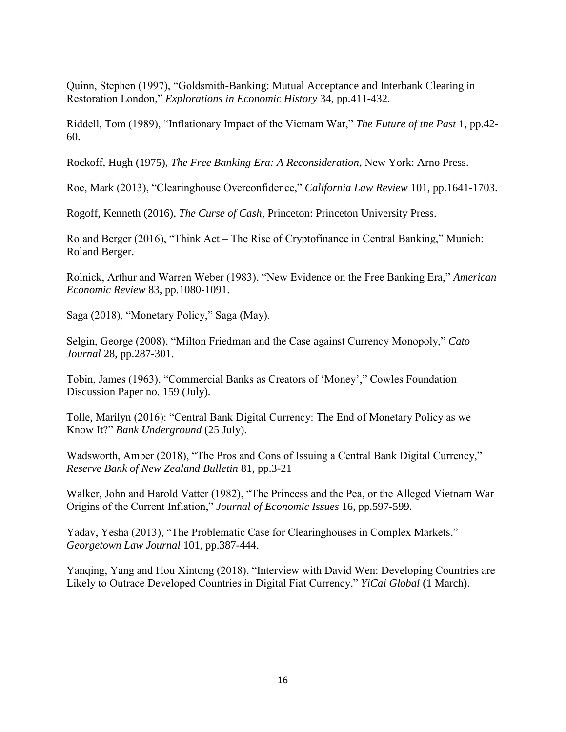Quinn, Stephen (1997), “Goldsmith-Banking: Mutual Acceptance and Interbank Clearing in Restoration London,” *Explorations in Economic History* 34, pp.411-432.

Riddell, Tom (1989), “Inflationary Impact of the Vietnam War,” *The Future of the Past* 1, pp.42-60.

Rockoff, Hugh (1975), *The Free Banking Era: A Reconsideration*, New York: Arno Press.

Roe, Mark (2013), “Clearinghouse Overconfidence,” *California Law Review* 101, pp.1641-1703.

Rogoff, Kenneth (2016), *The Curse of Cash*, Princeton: Princeton University Press.

Roland Berger (2016), “Think Act – The Rise of Cryptofinance in Central Banking,” Munich: Roland Berger.

Rolnick, Arthur and Warren Weber (1983), “New Evidence on the Free Banking Era,” *American Economic Review* 83, pp.1080-1091.

Saga (2018), “Monetary Policy,” Saga (May).

Selgin, George (2008), “Milton Friedman and the Case against Currency Monopoly,” *Cato Journal* 28, pp.287-301.

Tobin, James (1963), “Commercial Banks as Creators of ‘Money’,” Cowles Foundation Discussion Paper no. 159 (July).

Tolle, Marilyn (2016): “Central Bank Digital Currency: The End of Monetary Policy as we Know It?” *Bank Underground* (25 July).

Wadsworth, Amber (2018), “The Pros and Cons of Issuing a Central Bank Digital Currency,” *Reserve Bank of New Zealand Bulletin* 81, pp.3-21

Walker, John and Harold Vatter (1982), “The Princess and the Pea, or the Alleged Vietnam War Origins of the Current Inflation,” *Journal of Economic Issues* 16, pp.597-599.

Yadav, Yesha (2013), “The Problematic Case for Clearinghouses in Complex Markets,” *Georgetown Law Journal* 101, pp.387-444.

Yanqing, Yang and Hou Xintong (2018), “Interview with David Wen: Developing Countries are Likely to Outrace Developed Countries in Digital Fiat Currency,” *YiCai Global* (1 March).